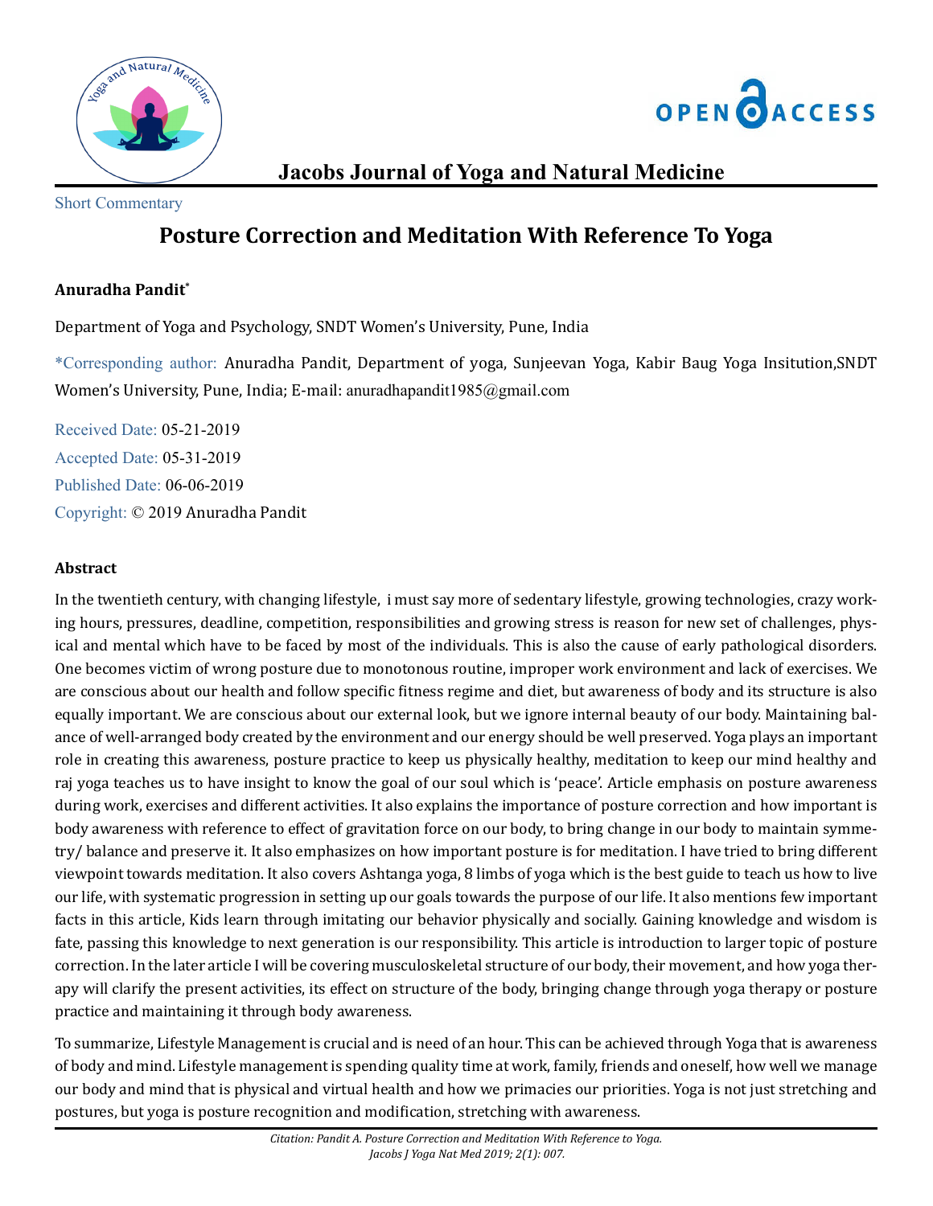Jacobs Journal of Yoga and Natural Medicine

Short Commentary

# Posture Correction and Meditation With Reference To Yoga

**Anuradha Pandit***

Department of Yoga and Psychology, SNDT Women's University, Pune, India

*Corresponding author: Anuradha Pandit, Department of yoga, Sunjeevan Yoga, Kabir Baug Yoga Insitution,SNDT Women's University, Pune, India; E-mail: anuradhapandit1985@gmail.com

Received Date: 05-21-2019

Accepted Date: 05-31-2019

Published Date: 06-06-2019

Copyright: © 2019 Anuradha Pandit

## Abstract

In the twentieth century, with changing lifestyle, i must say more of sedentary lifestyle, growing technologies, crazy working hours, pressures, deadline, competition, responsibilities and growing stress is reason for new set of challenges, physical and mental which have to be faced by most of the individuals. This is also the cause of early pathological disorders. One becomes victim of wrong posture due to monotonous routine, improper work environment and lack of exercises. We are conscious about our health and follow specific fitness regime and diet, but awareness of body and its structure is also equally important. We are conscious about our external look, but we ignore internal beauty of our body. Maintaining balance of well-arranged body created by the environment and our energy should be well preserved. Yoga plays an important role in creating this awareness, posture practice to keep us physically healthy, meditation to keep our mind healthy and raj yoga teaches us to have insight to know the goal of our soul which is 'peace'. Article emphasis on posture awareness during work, exercises and different activities. It also explains the importance of posture correction and how important is body awareness with reference to effect of gravitation force on our body, to bring change in our body to maintain symmetry/ balance and preserve it. It also emphasizes on how important posture is for meditation. I have tried to bring different viewpoint towards meditation. It also covers Ashtanga yoga, 8 limbs of yoga which is the best guide to teach us how to live our life, with systematic progression in setting up our goals towards the purpose of our life. It also mentions few important facts in this article, Kids learn through imitating our behavior physically and socially. Gaining knowledge and wisdom is fate, passing this knowledge to next generation is our responsibility. This article is introduction to larger topic of posture correction. In the later article I will be covering musculoskeletal structure of our body, their movement, and how yoga therapy will clarify the present activities, its effect on structure of the body, bringing change through yoga therapy or posture practice and maintaining it through body awareness.

To summarize, Lifestyle Management is crucial and is need of an hour. This can be achieved through Yoga that is awareness of body and mind. Lifestyle management is spending quality time at work, family, friends and oneself, how well we manage our body and mind that is physical and virtual health and how we primacies our priorities. Yoga is not just stretching and postures, but yoga is posture recognition and modification, stretching with awareness.

*Citation: Pandit A. Posture Correction and Meditation With Reference to Yoga. Jacobs J Yoga Nat Med 2019; 2(1): 007.*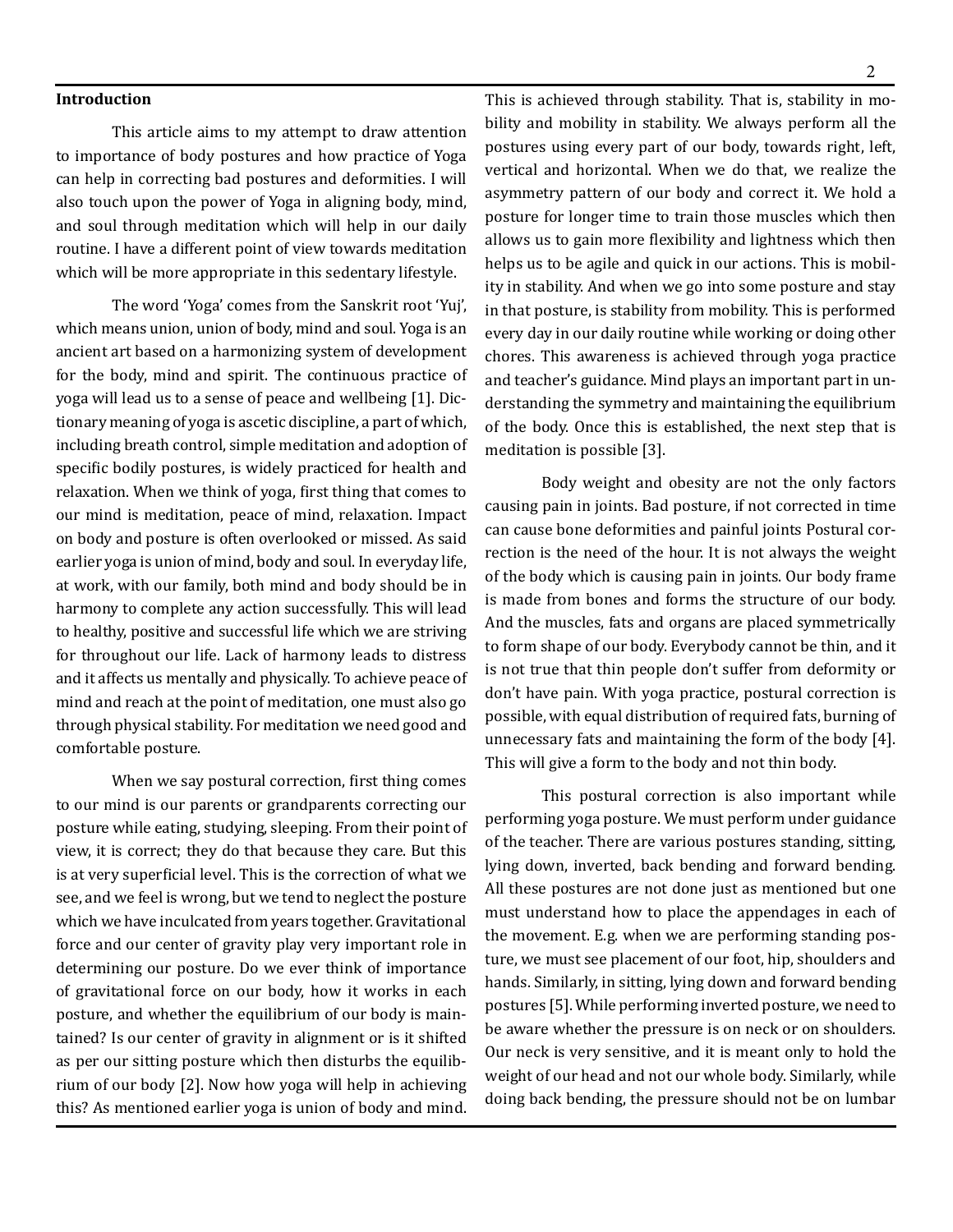**Introduction**

This article aims to my attempt to draw attention to importance of body postures and how practice of Yoga can help in correcting bad postures and deformities. I will also touch upon the power of Yoga in aligning body, mind, and soul through meditation which will help in our daily routine. I have a different point of view towards meditation which will be more appropriate in this sedentary lifestyle.

The word 'Yoga' comes from the Sanskrit root 'Yuj', which means union, union of body, mind and soul. Yoga is an ancient art based on a harmonizing system of development for the body, mind and spirit. The continuous practice of yoga will lead us to a sense of peace and wellbeing [1]. Dictionary meaning of yoga is ascetic discipline, a part of which, including breath control, simple meditation and adoption of specific bodily postures, is widely practiced for health and relaxation. When we think of yoga, first thing that comes to our mind is meditation, peace of mind, relaxation. Impact on body and posture is often overlooked or missed. As said earlier yoga is union of mind, body and soul. In everyday life, at work, with our family, both mind and body should be in harmony to complete any action successfully. This will lead to healthy, positive and successful life which we are striving for throughout our life. Lack of harmony leads to distress and it affects us mentally and physically. To achieve peace of mind and reach at the point of meditation, one must also go through physical stability. For meditation we need good and comfortable posture.

When we say postural correction, first thing comes to our mind is our parents or grandparents correcting our posture while eating, studying, sleeping. From their point of view, it is correct; they do that because they care. But this is at very superficial level. This is the correction of what we see, and we feel is wrong, but we tend to neglect the posture which we have inculcated from years together. Gravitational force and our center of gravity play very important role in determining our posture. Do we ever think of importance of gravitational force on our body, how it works in each posture, and whether the equilibrium of our body is maintained? Is our center of gravity in alignment or is it shifted as per our sitting posture which then disturbs the equilibrium of our body [2]. Now how yoga will help in achieving this? As mentioned earlier yoga is union of body and mind. This is achieved through stability. That is, stability in mobility and mobility in stability. We always perform all the postures using every part of our body, towards right, left, vertical and horizontal. When we do that, we realize the asymmetry pattern of our body and correct it. We hold a posture for longer time to train those muscles which then allows us to gain more flexibility and lightness which then helps us to be agile and quick in our actions. This is mobility in stability. And when we go into some posture and stay in that posture, is stability from mobility. This is performed every day in our daily routine while working or doing other chores. This awareness is achieved through yoga practice and teacher's guidance. Mind plays an important part in understanding the symmetry and maintaining the equilibrium of the body. Once this is established, the next step that is meditation is possible [3].

Body weight and obesity are not the only factors causing pain in joints. Bad posture, if not corrected in time can cause bone deformities and painful joints Postural correction is the need of the hour. It is not always the weight of the body which is causing pain in joints. Our body frame is made from bones and forms the structure of our body. And the muscles, fats and organs are placed symmetrically to form shape of our body. Everybody cannot be thin, and it is not true that thin people don't suffer from deformity or don't have pain. With yoga practice, postural correction is possible, with equal distribution of required fats, burning of unnecessary fats and maintaining the form of the body [4]. This will give a form to the body and not thin body.

This postural correction is also important while performing yoga posture. We must perform under guidance of the teacher. There are various postures standing, sitting, lying down, inverted, back bending and forward bending. All these postures are not done just as mentioned but one must understand how to place the appendages in each of the movement. E.g. when we are performing standing posture, we must see placement of our foot, hip, shoulders and hands. Similarly, in sitting, lying down and forward bending postures [5]. While performing inverted posture, we need to be aware whether the pressure is on neck or on shoulders. Our neck is very sensitive, and it is meant only to hold the weight of our head and not our whole body. Similarly, while doing back bending, the pressure should not be on lumbar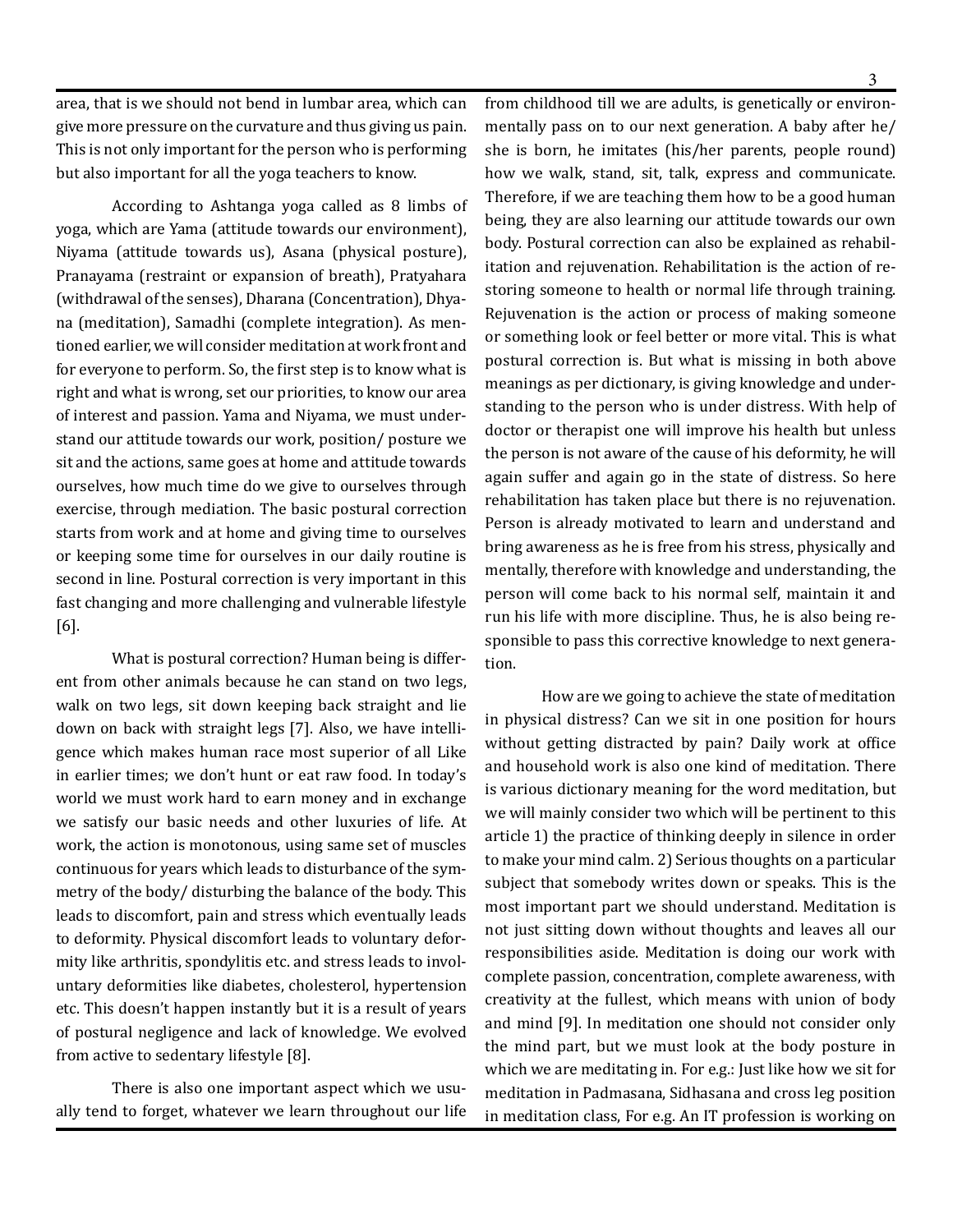area, that is we should not bend in lumbar area, which can give more pressure on the curvature and thus giving us pain. This is not only important for the person who is performing but also important for all the yoga teachers to know.

According to Ashtanga yoga called as 8 limbs of yoga, which are Yama (attitude towards our environment), Niyama (attitude towards us), Asana (physical posture), Pranayama (restraint or expansion of breath), Pratyahara (withdrawal of the senses), Dharana (Concentration), Dhyana (meditation), Samadhi (complete integration). As mentioned earlier, we will consider meditation at work front and for everyone to perform. So, the first step is to know what is right and what is wrong, set our priorities, to know our area of interest and passion. Yama and Niyama, we must understand our attitude towards our work, position/ posture we sit and the actions, same goes at home and attitude towards ourselves, how much time do we give to ourselves through exercise, through mediation. The basic postural correction starts from work and at home and giving time to ourselves or keeping some time for ourselves in our daily routine is second in line. Postural correction is very important in this fast changing and more challenging and vulnerable lifestyle [6].

What is postural correction? Human being is different from other animals because he can stand on two legs, walk on two legs, sit down keeping back straight and lie down on back with straight legs [7]. Also, we have intelligence which makes human race most superior of all Like in earlier times; we don't hunt or eat raw food. In today's world we must work hard to earn money and in exchange we satisfy our basic needs and other luxuries of life. At work, the action is monotonous, using same set of muscles continuous for years which leads to disturbance of the symmetry of the body/ disturbing the balance of the body. This leads to discomfort, pain and stress which eventually leads to deformity. Physical discomfort leads to voluntary deformity like arthritis, spondylitis etc. and stress leads to involuntary deformities like diabetes, cholesterol, hypertension etc. This doesn't happen instantly but it is a result of years of postural negligence and lack of knowledge. We evolved from active to sedentary lifestyle [8].

There is also one important aspect which we usually tend to forget, whatever we learn throughout our life from childhood till we are adults, is genetically or environmentally pass on to our next generation. A baby after he/ she is born, he imitates (his/her parents, people round) how we walk, stand, sit, talk, express and communicate. Therefore, if we are teaching them how to be a good human being, they are also learning our attitude towards our own body. Postural correction can also be explained as rehabilitation and rejuvenation. Rehabilitation is the action of restoring someone to health or normal life through training. Rejuvenation is the action or process of making someone or something look or feel better or more vital. This is what postural correction is. But what is missing in both above meanings as per dictionary, is giving knowledge and understanding to the person who is under distress. With help of doctor or therapist one will improve his health but unless the person is not aware of the cause of his deformity, he will again suffer and again go in the state of distress. So here rehabilitation has taken place but there is no rejuvenation. Person is already motivated to learn and understand and bring awareness as he is free from his stress, physically and mentally, therefore with knowledge and understanding, the person will come back to his normal self, maintain it and run his life with more discipline. Thus, he is also being responsible to pass this corrective knowledge to next generation.

How are we going to achieve the state of meditation in physical distress? Can we sit in one position for hours without getting distracted by pain? Daily work at office and household work is also one kind of meditation. There is various dictionary meaning for the word meditation, but we will mainly consider two which will be pertinent to this article 1) the practice of thinking deeply in silence in order to make your mind calm. 2) Serious thoughts on a particular subject that somebody writes down or speaks. This is the most important part we should understand. Meditation is not just sitting down without thoughts and leaves all our responsibilities aside. Meditation is doing our work with complete passion, concentration, complete awareness, with creativity at the fullest, which means with union of body and mind [9]. In meditation one should not consider only the mind part, but we must look at the body posture in which we are meditating in. For e.g.: Just like how we sit for meditation in Padmasana, Sidhasana and cross leg position in meditation class, For e.g. An IT profession is working on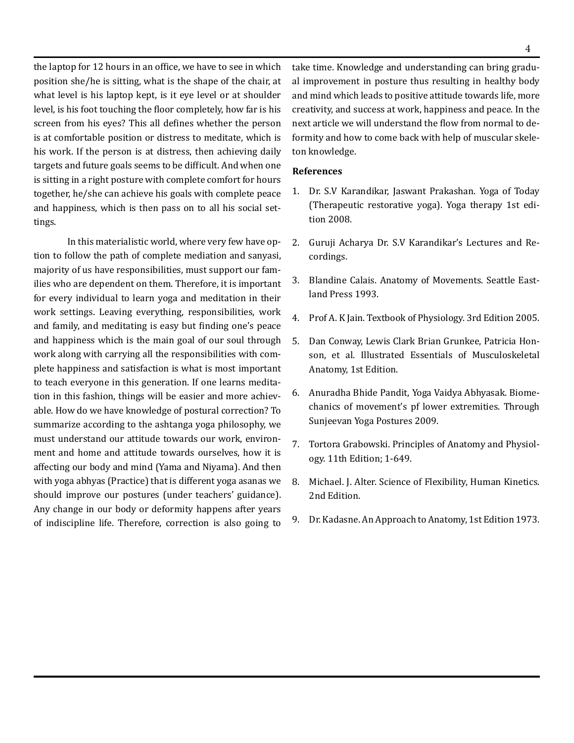the laptop for 12 hours in an office, we have to see in which position she/he is sitting, what is the shape of the chair, at what level is his laptop kept, is it eye level or at shoulder level, is his foot touching the floor completely, how far is his screen from his eyes? This all defines whether the person is at comfortable position or distress to meditate, which is his work. If the person is at distress, then achieving daily targets and future goals seems to be difficult. And when one is sitting in a right posture with complete comfort for hours together, he/she can achieve his goals with complete peace and happiness, which is then pass on to all his social settings.

In this materialistic world, where very few have option to follow the path of complete mediation and sanyasi, majority of us have responsibilities, must support our families who are dependent on them. Therefore, it is important for every individual to learn yoga and meditation in their work settings. Leaving everything, responsibilities, work and family, and meditating is easy but finding one's peace and happiness which is the main goal of our soul through work along with carrying all the responsibilities with complete happiness and satisfaction is what is most important to teach everyone in this generation. If one learns meditation in this fashion, things will be easier and more achievable. How do we have knowledge of postural correction? To summarize according to the ashtanga yoga philosophy, we must understand our attitude towards our work, environment and home and attitude towards ourselves, how it is affecting our body and mind (Yama and Niyama). And then with yoga abhyas (Practice) that is different yoga asanas we should improve our postures (under teachers' guidance). Any change in our body or deformity happens after years of indiscipline life. Therefore, correction is also going to take time. Knowledge and understanding can bring gradual improvement in posture thus resulting in healthy body and mind which leads to positive attitude towards life, more creativity, and success at work, happiness and peace. In the next article we will understand the flow from normal to deformity and how to come back with help of muscular skeleton knowledge.

**References**

1. Dr. S.V Karandikar, Jaswant Prakashan. Yoga of Today (Therapeutic restorative yoga). Yoga therapy 1st edition 2008.
2. Guruji Acharya Dr. S.V Karandikar's Lectures and Recordings.
3. Blandine Calais. Anatomy of Movements. Seattle Eastland Press 1993.
4. Prof A. K Jain. Textbook of Physiology. 3rd Edition 2005.
5. Dan Conway, Lewis Clark Brian Grunkee, Patricia Honson, et al. Illustrated Essentials of Musculoskeletal Anatomy, 1st Edition.
6. Anuradha Bhide Pandit, Yoga Vaidya Abhyasak. Biomechanics of movement's pf lower extremities. Through Sunjeevan Yoga Postures 2009.
7. Tortora Grabowski. Principles of Anatomy and Physiology. 11th Edition; 1-649.
8. Michael. J. Alter. Science of Flexibility, Human Kinetics. 2nd Edition.
9. Dr. Kadasne. An Approach to Anatomy, 1st Edition 1973.